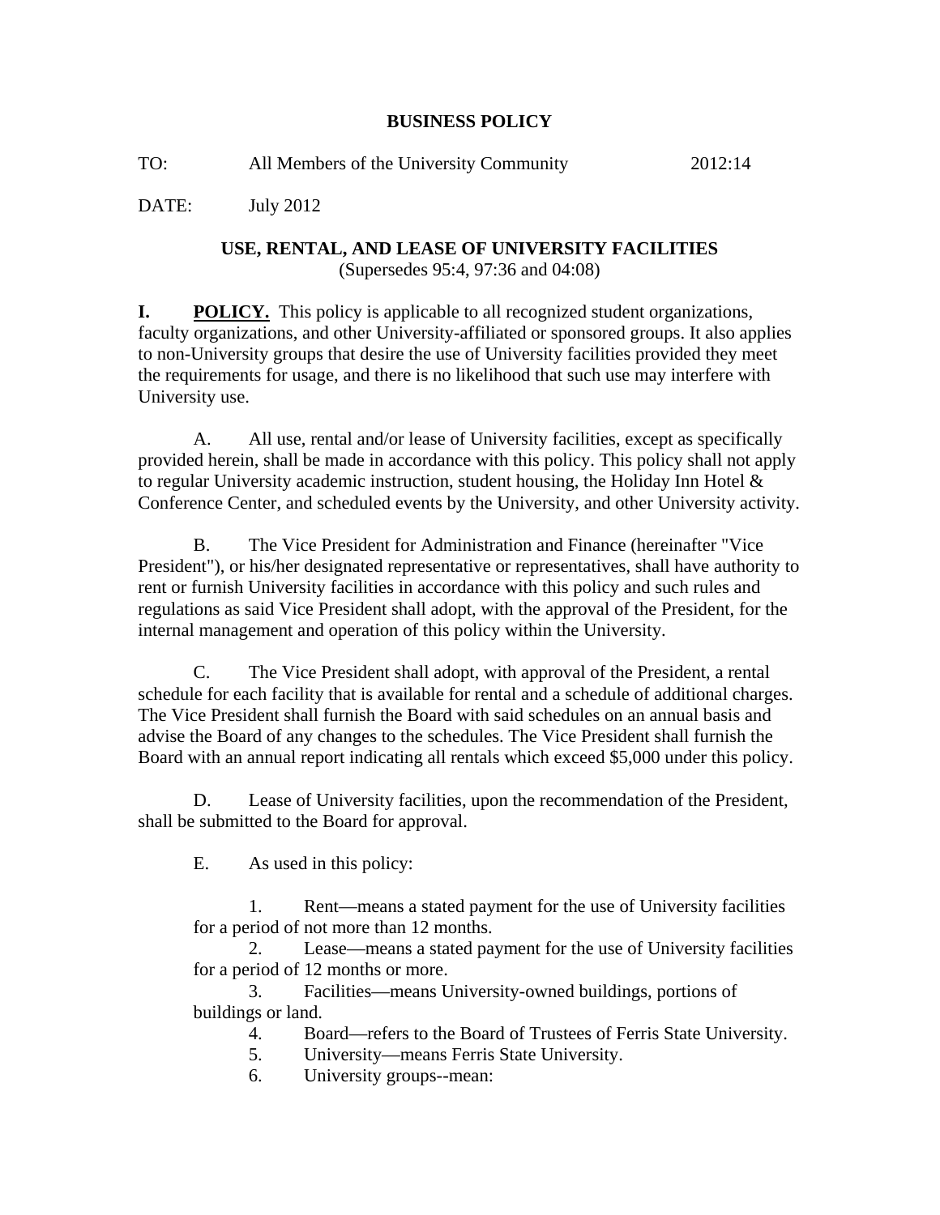**BUSINESS POLICY**

TO: All Members of the University Community 2012:14

DATE: July 2012

**USE, RENTAL, AND LEASE OF UNIVERSITY FACILITIES**
(Supersedes 95:4, 97:36 and 04:08)

**I. POLICY.** This policy is applicable to all recognized student organizations, faculty organizations, and other University-affiliated or sponsored groups. It also applies to non-University groups that desire the use of University facilities provided they meet the requirements for usage, and there is no likelihood that such use may interfere with University use.

A. All use, rental and/or lease of University facilities, except as specifically provided herein, shall be made in accordance with this policy. This policy shall not apply to regular University academic instruction, student housing, the Holiday Inn Hotel & Conference Center, and scheduled events by the University, and other University activity.

B. The Vice President for Administration and Finance (hereinafter "Vice President"), or his/her designated representative or representatives, shall have authority to rent or furnish University facilities in accordance with this policy and such rules and regulations as said Vice President shall adopt, with the approval of the President, for the internal management and operation of this policy within the University.

C. The Vice President shall adopt, with approval of the President, a rental schedule for each facility that is available for rental and a schedule of additional charges. The Vice President shall furnish the Board with said schedules on an annual basis and advise the Board of any changes to the schedules. The Vice President shall furnish the Board with an annual report indicating all rentals which exceed $5,000 under this policy.

D. Lease of University facilities, upon the recommendation of the President, shall be submitted to the Board for approval.

E. As used in this policy:

1. Rent—means a stated payment for the use of University facilities for a period of not more than 12 months.
2. Lease—means a stated payment for the use of University facilities for a period of 12 months or more.
3. Facilities—means University-owned buildings, portions of buildings or land.
4. Board—refers to the Board of Trustees of Ferris State University.
5. University—means Ferris State University.
6. University groups--mean: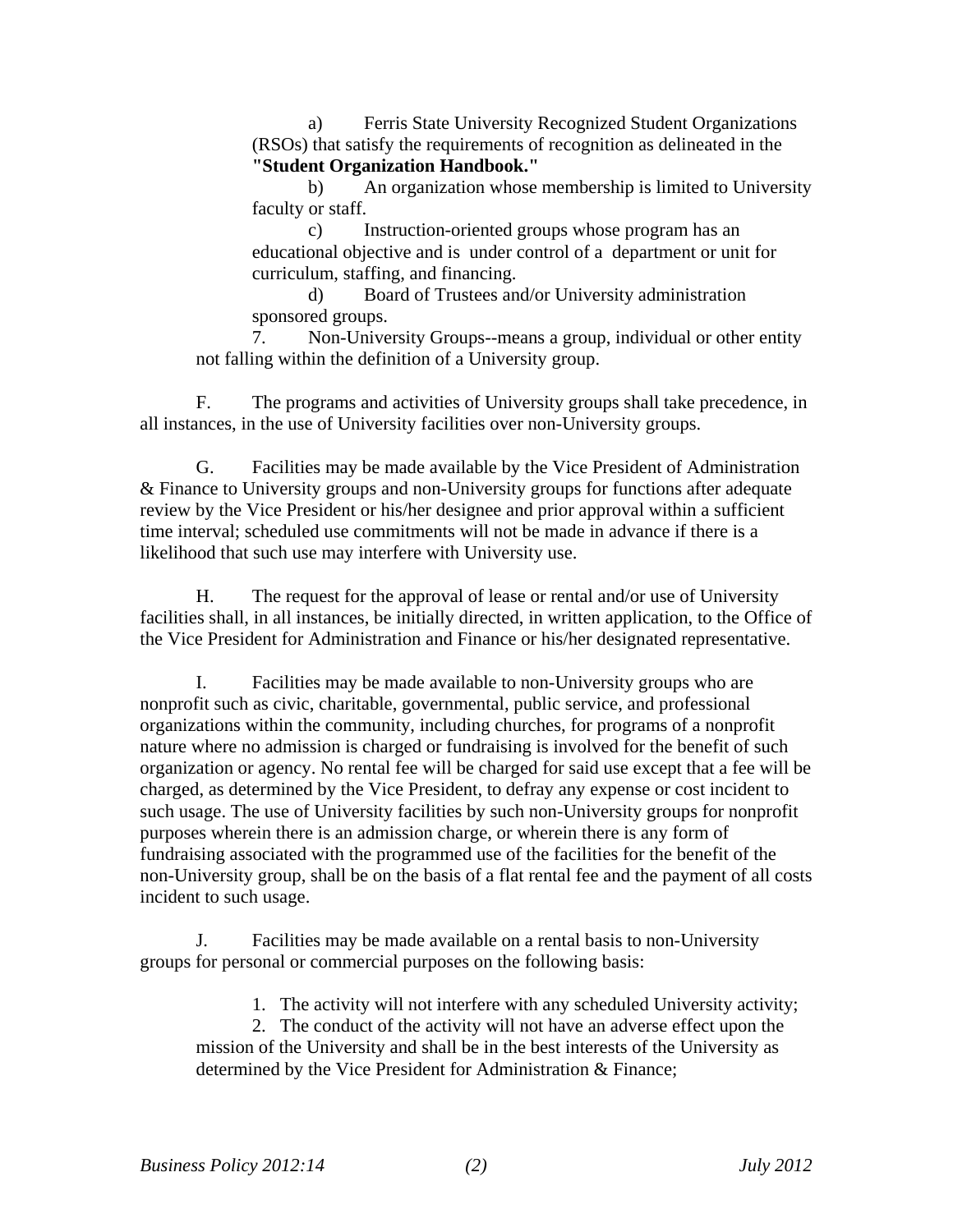a) Ferris State University Recognized Student Organizations (RSOs) that satisfy the requirements of recognition as delineated in the **"Student Organization Handbook."**

b) An organization whose membership is limited to University faculty or staff.

c) Instruction-oriented groups whose program has an educational objective and is under control of a department or unit for curriculum, staffing, and financing.

d) Board of Trustees and/or University administration sponsored groups.

7. Non-University Groups--means a group, individual or other entity not falling within the definition of a University group.

F. The programs and activities of University groups shall take precedence, in all instances, in the use of University facilities over non-University groups.

G. Facilities may be made available by the Vice President of Administration & Finance to University groups and non-University groups for functions after adequate review by the Vice President or his/her designee and prior approval within a sufficient time interval; scheduled use commitments will not be made in advance if there is a likelihood that such use may interfere with University use.

H. The request for the approval of lease or rental and/or use of University facilities shall, in all instances, be initially directed, in written application, to the Office of the Vice President for Administration and Finance or his/her designated representative.

I. Facilities may be made available to non-University groups who are nonprofit such as civic, charitable, governmental, public service, and professional organizations within the community, including churches, for programs of a nonprofit nature where no admission is charged or fundraising is involved for the benefit of such organization or agency. No rental fee will be charged for said use except that a fee will be charged, as determined by the Vice President, to defray any expense or cost incident to such usage. The use of University facilities by such non-University groups for nonprofit purposes wherein there is an admission charge, or wherein there is any form of fundraising associated with the programmed use of the facilities for the benefit of the non-University group, shall be on the basis of a flat rental fee and the payment of all costs incident to such usage.

J. Facilities may be made available on a rental basis to non-University groups for personal or commercial purposes on the following basis:

1. The activity will not interfere with any scheduled University activity;
2. The conduct of the activity will not have an adverse effect upon the mission of the University and shall be in the best interests of the University as determined by the Vice President for Administration & Finance;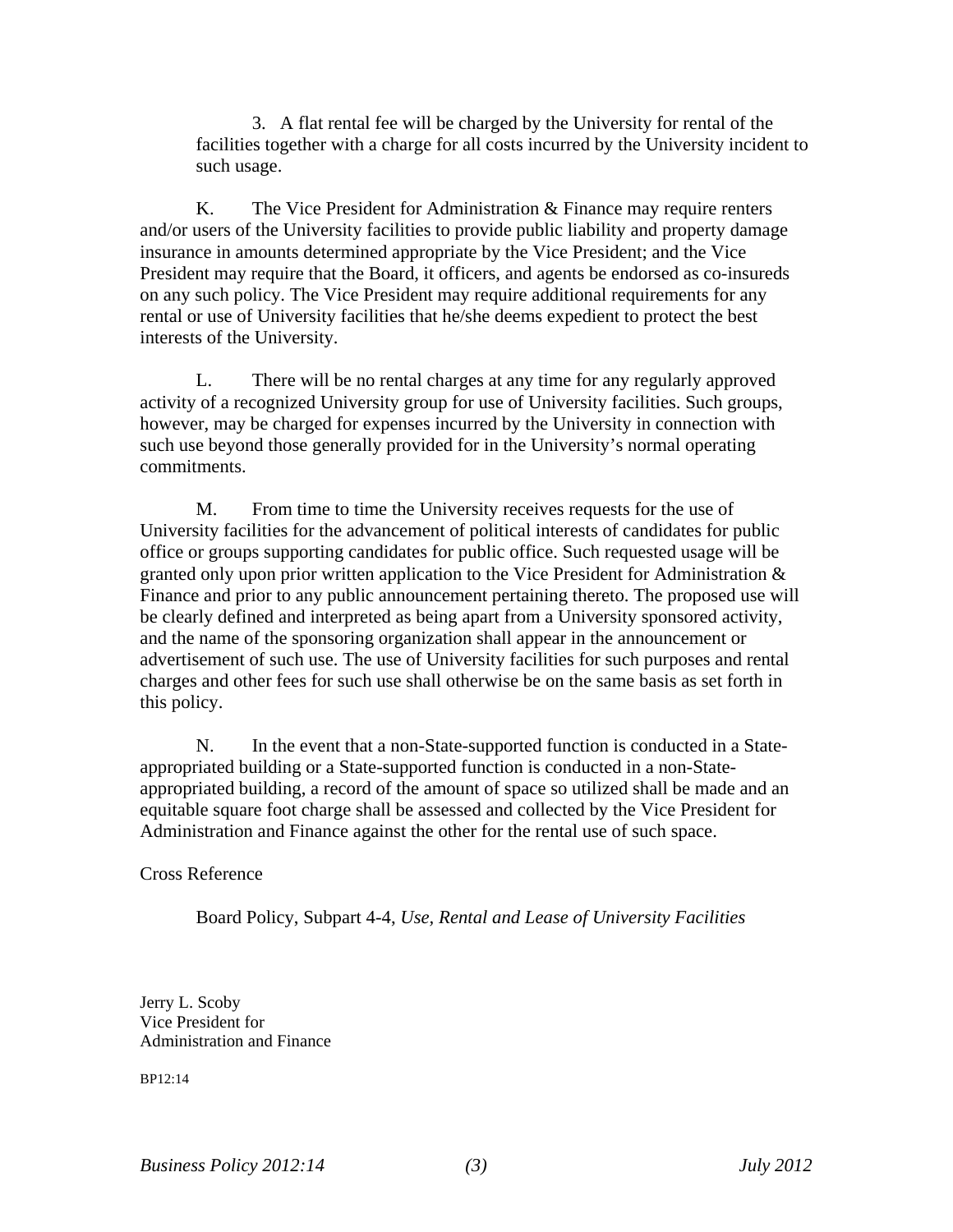3. A flat rental fee will be charged by the University for rental of the facilities together with a charge for all costs incurred by the University incident to such usage.

K. The Vice President for Administration & Finance may require renters and/or users of the University facilities to provide public liability and property damage insurance in amounts determined appropriate by the Vice President; and the Vice President may require that the Board, it officers, and agents be endorsed as co-insureds on any such policy. The Vice President may require additional requirements for any rental or use of University facilities that he/she deems expedient to protect the best interests of the University.

L. There will be no rental charges at any time for any regularly approved activity of a recognized University group for use of University facilities. Such groups, however, may be charged for expenses incurred by the University in connection with such use beyond those generally provided for in the University's normal operating commitments.

M. From time to time the University receives requests for the use of University facilities for the advancement of political interests of candidates for public office or groups supporting candidates for public office. Such requested usage will be granted only upon prior written application to the Vice President for Administration & Finance and prior to any public announcement pertaining thereto. The proposed use will be clearly defined and interpreted as being apart from a University sponsored activity, and the name of the sponsoring organization shall appear in the announcement or advertisement of such use. The use of University facilities for such purposes and rental charges and other fees for such use shall otherwise be on the same basis as set forth in this policy.

N. In the event that a non-State-supported function is conducted in a State-appropriated building or a State-supported function is conducted in a non-State-appropriated building, a record of the amount of space so utilized shall be made and an equitable square foot charge shall be assessed and collected by the Vice President for Administration and Finance against the other for the rental use of such space.

Cross Reference

Board Policy, Subpart 4-4, *Use, Rental and Lease of University Facilities*

Jerry L. Scoby
Vice President for
Administration and Finance

BP12:14